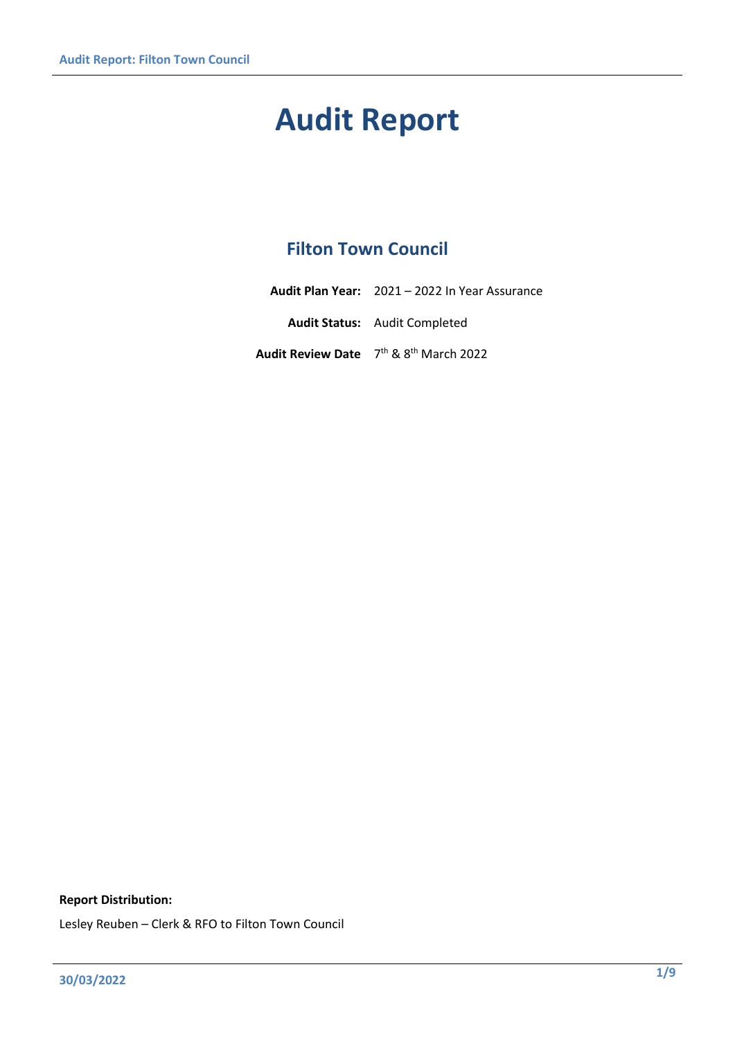# Audit Report

## Filton Town Council

**Audit Plan Year:** 2021 – 2022 In Year Assurance

**Audit Status:** Audit Completed

**Audit Review Date** 7th & 8th March 2022

**Report Distribution:**

Lesley Reuben – Clerk & RFO to Filton Town Council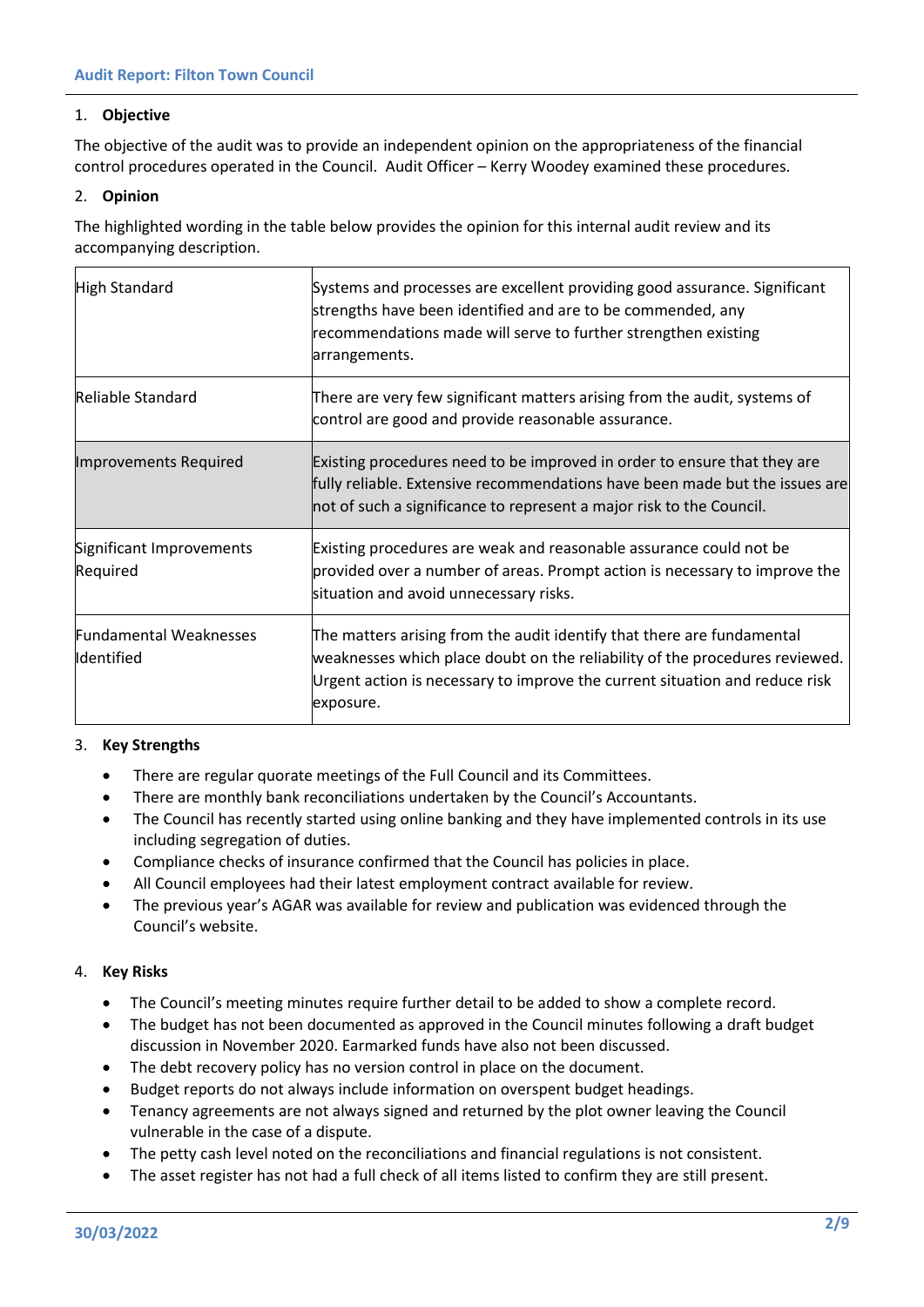## 1. Objective

The objective of the audit was to provide an independent opinion on the appropriateness of the financial control procedures operated in the Council. Audit Officer – Kerry Woodey examined these procedures.

## 2. Opinion

The highlighted wording in the table below provides the opinion for this internal audit review and its accompanying description.

| | |
|---|---|
| High Standard | Systems and processes are excellent providing good assurance. Significant strengths have been identified and are to be commended, any recommendations made will serve to further strengthen existing arrangements. |
| Reliable Standard | There are very few significant matters arising from the audit, systems of control are good and provide reasonable assurance. |
| Improvements Required | Existing procedures need to be improved in order to ensure that they are fully reliable. Extensive recommendations have been made but the issues are not of such a significance to represent a major risk to the Council. |
| Significant Improvements Required | Existing procedures are weak and reasonable assurance could not be provided over a number of areas. Prompt action is necessary to improve the situation and avoid unnecessary risks. |
| Fundamental Weaknesses Identified | The matters arising from the audit identify that there are fundamental weaknesses which place doubt on the reliability of the procedures reviewed. Urgent action is necessary to improve the current situation and reduce risk exposure. |

## 3. Key Strengths

- There are regular quorate meetings of the Full Council and its Committees.
- There are monthly bank reconciliations undertaken by the Council's Accountants.
- The Council has recently started using online banking and they have implemented controls in its use including segregation of duties.
- Compliance checks of insurance confirmed that the Council has policies in place.
- All Council employees had their latest employment contract available for review.
- The previous year's AGAR was available for review and publication was evidenced through the Council's website.

## 4. Key Risks

- The Council's meeting minutes require further detail to be added to show a complete record.
- The budget has not been documented as approved in the Council minutes following a draft budget discussion in November 2020. Earmarked funds have also not been discussed.
- The debt recovery policy has no version control in place on the document.
- Budget reports do not always include information on overspent budget headings.
- Tenancy agreements are not always signed and returned by the plot owner leaving the Council vulnerable in the case of a dispute.
- The petty cash level noted on the reconciliations and financial regulations is not consistent.
- The asset register has not had a full check of all items listed to confirm they are still present.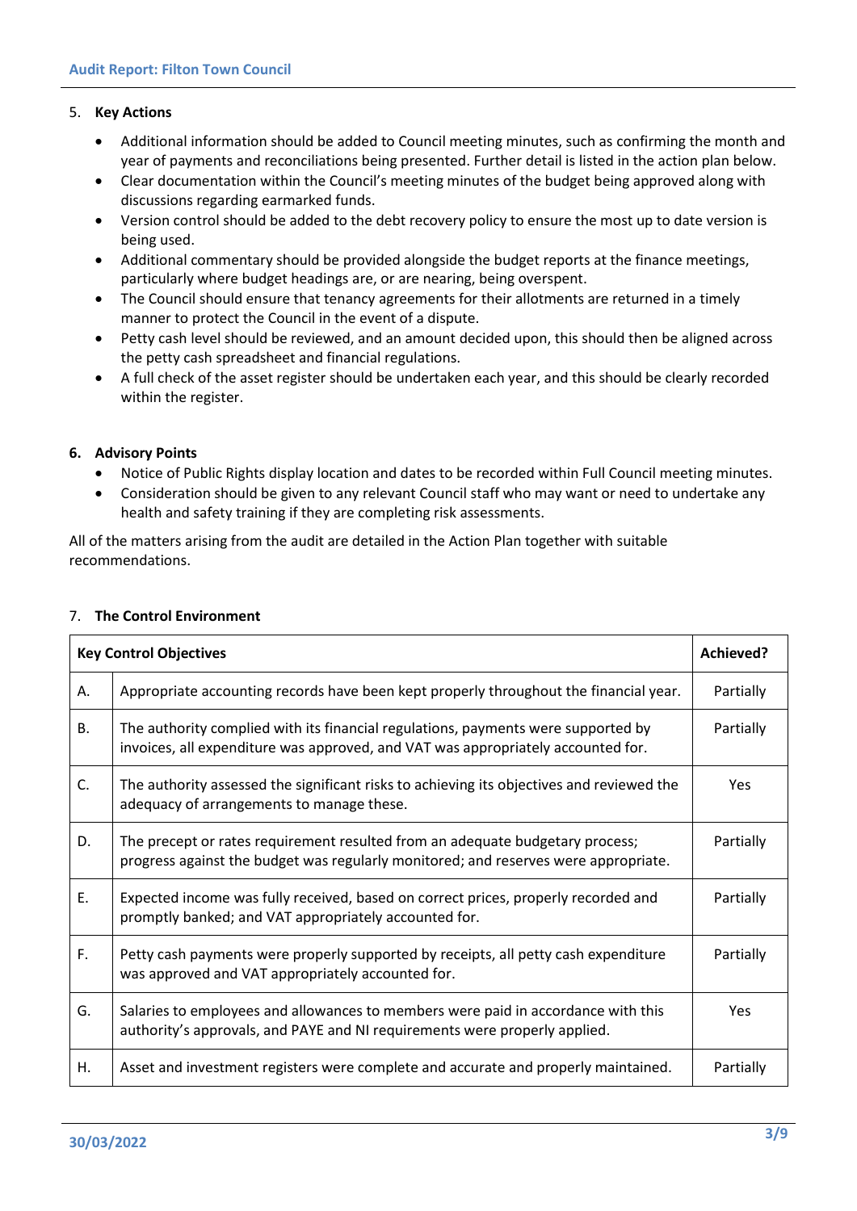## 5. Key Actions

- Additional information should be added to Council meeting minutes, such as confirming the month and year of payments and reconciliations being presented. Further detail is listed in the action plan below.
- Clear documentation within the Council's meeting minutes of the budget being approved along with discussions regarding earmarked funds.
- Version control should be added to the debt recovery policy to ensure the most up to date version is being used.
- Additional commentary should be provided alongside the budget reports at the finance meetings, particularly where budget headings are, or are nearing, being overspent.
- The Council should ensure that tenancy agreements for their allotments are returned in a timely manner to protect the Council in the event of a dispute.
- Petty cash level should be reviewed, and an amount decided upon, this should then be aligned across the petty cash spreadsheet and financial regulations.
- A full check of the asset register should be undertaken each year, and this should be clearly recorded within the register.

## 6. Advisory Points

- Notice of Public Rights display location and dates to be recorded within Full Council meeting minutes.
- Consideration should be given to any relevant Council staff who may want or need to undertake any health and safety training if they are completing risk assessments.

All of the matters arising from the audit are detailed in the Action Plan together with suitable recommendations.

## 7. The Control Environment

| Key Control Objectives | | Achieved? |
|---|---|---|
| A. | Appropriate accounting records have been kept properly throughout the financial year. | Partially |
| B. | The authority complied with its financial regulations, payments were supported by invoices, all expenditure was approved, and VAT was appropriately accounted for. | Partially |
| C. | The authority assessed the significant risks to achieving its objectives and reviewed the adequacy of arrangements to manage these. | Yes |
| D. | The precept or rates requirement resulted from an adequate budgetary process; progress against the budget was regularly monitored; and reserves were appropriate. | Partially |
| E. | Expected income was fully received, based on correct prices, properly recorded and promptly banked; and VAT appropriately accounted for. | Partially |
| F. | Petty cash payments were properly supported by receipts, all petty cash expenditure was approved and VAT appropriately accounted for. | Partially |
| G. | Salaries to employees and allowances to members were paid in accordance with this authority's approvals, and PAYE and NI requirements were properly applied. | Yes |
| H. | Asset and investment registers were complete and accurate and properly maintained. | Partially |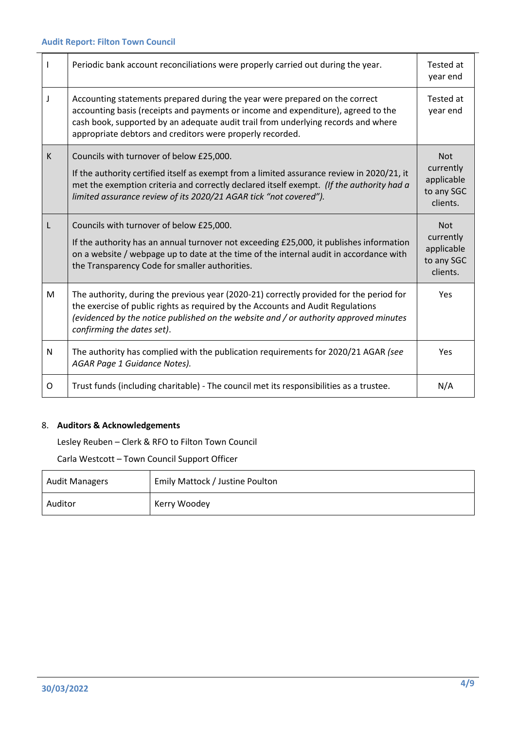| | | |
|---|---|---|
| I | Periodic bank account reconciliations were properly carried out during the year. | Tested at year end |
| J | Accounting statements prepared during the year were prepared on the correct accounting basis (receipts and payments or income and expenditure), agreed to the cash book, supported by an adequate audit trail from underlying records and where appropriate debtors and creditors were properly recorded. | Tested at year end |
| K | Councils with turnover of below £25,000.<br><br>If the authority certified itself as exempt from a limited assurance review in 2020/21, it met the exemption criteria and correctly declared itself exempt. *(If the authority had a limited assurance review of its 2020/21 AGAR tick "not covered").* | Not currently applicable to any SGC clients. |
| L | Councils with turnover of below £25,000.<br><br>If the authority has an annual turnover not exceeding £25,000, it publishes information on a website / webpage up to date at the time of the internal audit in accordance with the Transparency Code for smaller authorities. | Not currently applicable to any SGC clients. |
| M | The authority, during the previous year (2020-21) correctly provided for the period for the exercise of public rights as required by the Accounts and Audit Regulations *(evidenced by the notice published on the website and / or authority approved minutes confirming the dates set)*. | Yes |
| N | The authority has complied with the publication requirements for 2020/21 AGAR *(see AGAR Page 1 Guidance Notes).* | Yes |
| O | Trust funds (including charitable) - The council met its responsibilities as a trustee. | N/A |

## 8. Auditors & Acknowledgements

Lesley Reuben – Clerk & RFO to Filton Town Council

Carla Westcott – Town Council Support Officer

| | |
|---|---|
| Audit Managers | Emily Mattock / Justine Poulton |
| Auditor | Kerry Woodey |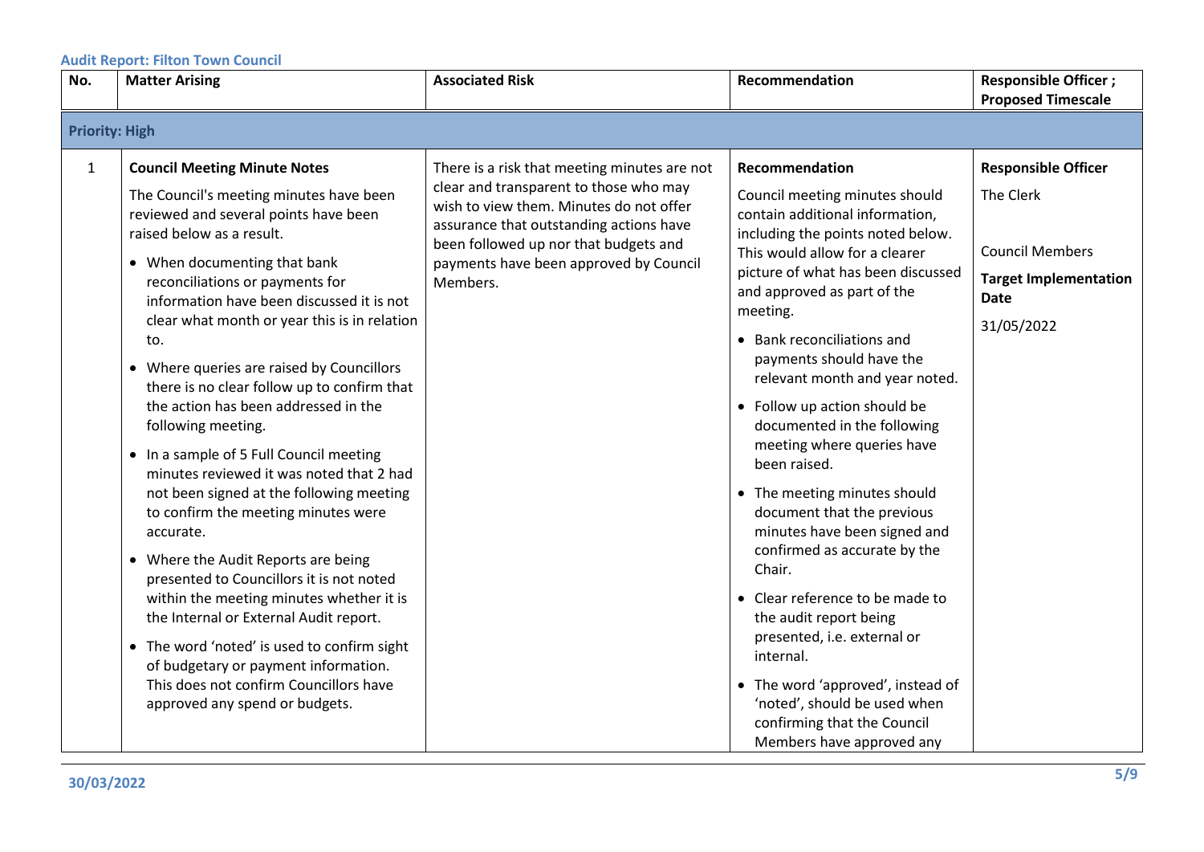**Audit Report: Filton Town Council**

| No. | Matter Arising | Associated Risk | Recommendation | Responsible Officer ; Proposed Timescale |
|---|---|---|---|---|
| **Priority: High** | | | | |
| 1 | **Council Meeting Minute Notes**<br><br>The Council's meeting minutes have been reviewed and several points have been raised below as a result.<br><br>• When documenting that bank reconciliations or payments for information have been discussed it is not clear what month or year this is in relation to.<br><br>• Where queries are raised by Councillors there is no clear follow up to confirm that the action has been addressed in the following meeting.<br><br>• In a sample of 5 Full Council meeting minutes reviewed it was noted that 2 had not been signed at the following meeting to confirm the meeting minutes were accurate.<br><br>• Where the Audit Reports are being presented to Councillors it is not noted within the meeting minutes whether it is the Internal or External Audit report.<br><br>• The word 'noted' is used to confirm sight of budgetary or payment information. This does not confirm Councillors have approved any spend or budgets. | There is a risk that meeting minutes are not clear and transparent to those who may wish to view them. Minutes do not offer assurance that outstanding actions have been followed up nor that budgets and payments have been approved by Council Members. | **Recommendation**<br><br>Council meeting minutes should contain additional information, including the points noted below. This would allow for a clearer picture of what has been discussed and approved as part of the meeting.<br><br>• Bank reconciliations and payments should have the relevant month and year noted.<br><br>• Follow up action should be documented in the following meeting where queries have been raised.<br><br>• The meeting minutes should document that the previous minutes have been signed and confirmed as accurate by the Chair.<br><br>• Clear reference to be made to the audit report being presented, i.e. external or internal.<br><br>• The word 'approved', instead of 'noted', should be used when confirming that the Council Members have approved any | **Responsible Officer**<br><br>The Clerk<br><br>Council Members<br><br>**Target Implementation Date**<br><br>31/05/2022 |

30/03/2022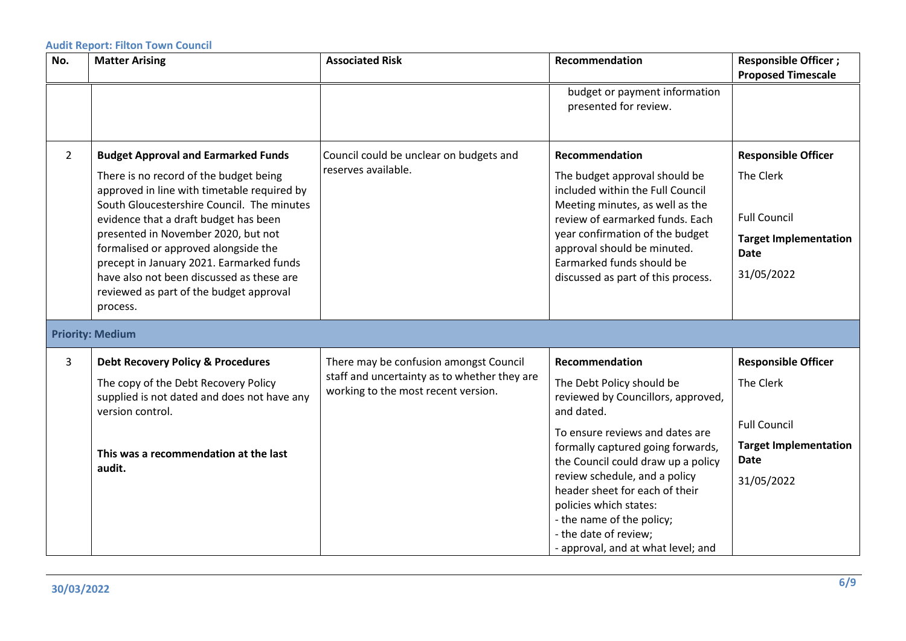| No. | Matter Arising | Associated Risk | Recommendation | Responsible Officer ; Proposed Timescale |
| --- | --- | --- | --- | --- |
| | | | budget or payment information presented for review. | |
| 2 | **Budget Approval and Earmarked Funds**<br><br>There is no record of the budget being approved in line with timetable required by South Gloucestershire Council. The minutes evidence that a draft budget has been presented in November 2020, but not formalised or approved alongside the precept in January 2021. Earmarked funds have also not been discussed as these are reviewed as part of the budget approval process. | Council could be unclear on budgets and reserves available. | **Recommendation**<br><br>The budget approval should be included within the Full Council Meeting minutes, as well as the review of earmarked funds. Each year confirmation of the budget approval should be minuted. Earmarked funds should be discussed as part of this process. | **Responsible Officer**<br><br>The Clerk<br><br>Full Council<br><br>**Target Implementation Date**<br><br>31/05/2022 |
| **Priority: Medium** | | | | |
| 3 | **Debt Recovery Policy & Procedures**<br><br>The copy of the Debt Recovery Policy supplied is not dated and does not have any version control.<br><br>**This was a recommendation at the last audit.** | There may be confusion amongst Council staff and uncertainty as to whether they are working to the most recent version. | **Recommendation**<br><br>The Debt Policy should be reviewed by Councillors, approved, and dated.<br><br>To ensure reviews and dates are formally captured going forwards, the Council could draw up a policy review schedule, and a policy header sheet for each of their policies which states:<br>- the name of the policy;<br>- the date of review;<br>- approval, and at what level; and | **Responsible Officer**<br><br>The Clerk<br><br>Full Council<br><br>**Target Implementation Date**<br><br>31/05/2022 |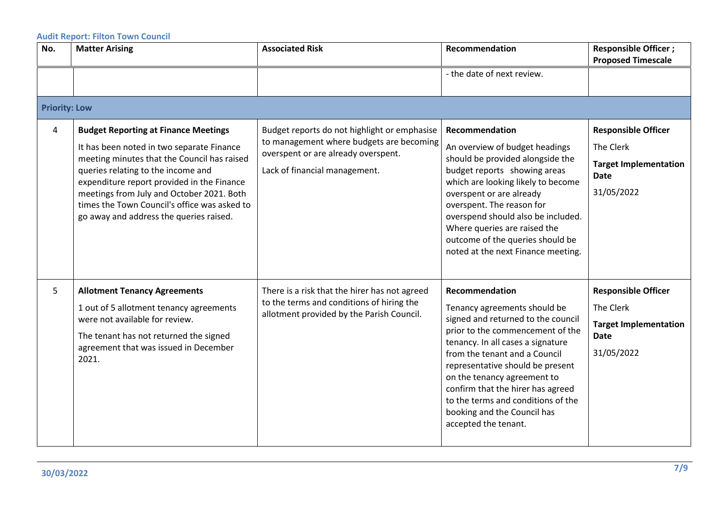| No. | Matter Arising | Associated Risk | Recommendation | Responsible Officer ; Proposed Timescale |
|---|---|---|---|---|
| | | | - the date of next review. | |
| **Priority: Low** | | | | |
| 4 | **Budget Reporting at Finance Meetings**<br><br>It has been noted in two separate Finance meeting minutes that the Council has raised queries relating to the income and expenditure report provided in the Finance meetings from July and October 2021. Both times the Town Council's office was asked to go away and address the queries raised. | Budget reports do not highlight or emphasise to management where budgets are becoming overspent or are already overspent.<br><br>Lack of financial management. | **Recommendation**<br><br>An overview of budget headings should be provided alongside the budget reports showing areas which are looking likely to become overspent or are already overspent. The reason for overspend should also be included. Where queries are raised the outcome of the queries should be noted at the next Finance meeting. | **Responsible Officer**<br><br>The Clerk<br><br>**Target Implementation Date**<br><br>31/05/2022 |
| 5 | **Allotment Tenancy Agreements**<br><br>1 out of 5 allotment tenancy agreements were not available for review.<br><br>The tenant has not returned the signed agreement that was issued in December 2021. | There is a risk that the hirer has not agreed to the terms and conditions of hiring the allotment provided by the Parish Council. | **Recommendation**<br><br>Tenancy agreements should be signed and returned to the council prior to the commencement of the tenancy. In all cases a signature from the tenant and a Council representative should be present on the tenancy agreement to confirm that the hirer has agreed to the terms and conditions of the booking and the Council has accepted the tenant. | **Responsible Officer**<br><br>The Clerk<br><br>**Target Implementation Date**<br><br>31/05/2022 |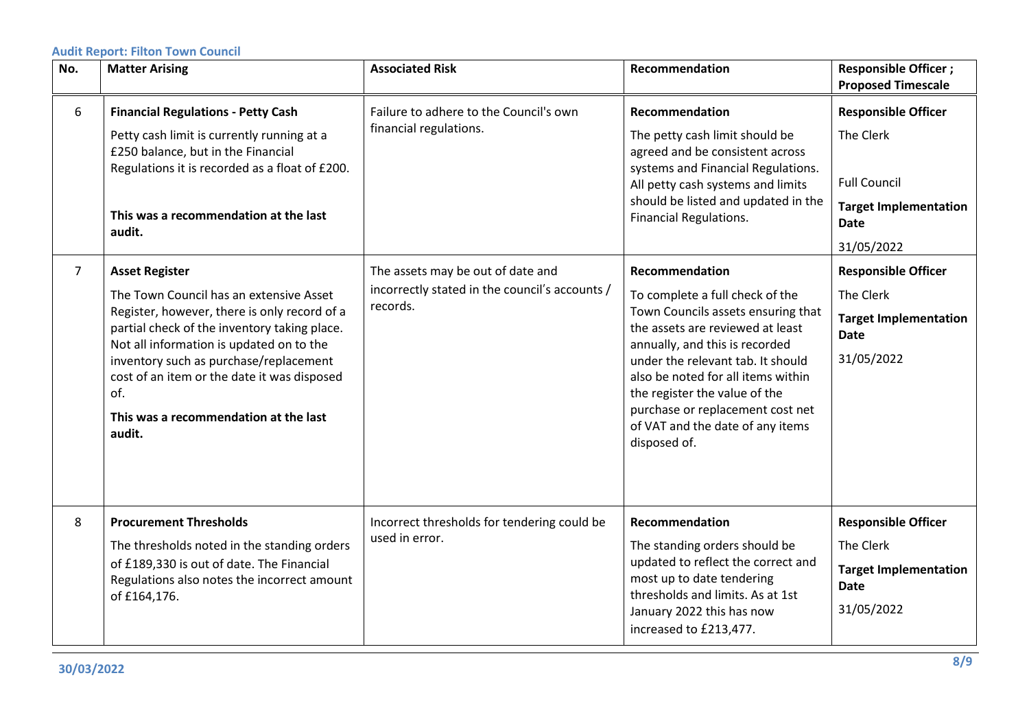**Audit Report: Filton Town Council**

| No. | Matter Arising | Associated Risk | Recommendation | Responsible Officer ; Proposed Timescale |
|---|---|---|---|---|
| 6 | **Financial Regulations - Petty Cash**<br><br>Petty cash limit is currently running at a £250 balance, but in the Financial Regulations it is recorded as a float of £200.<br><br>**This was a recommendation at the last audit.** | Failure to adhere to the Council's own financial regulations. | **Recommendation**<br><br>The petty cash limit should be agreed and be consistent across systems and Financial Regulations. All petty cash systems and limits should be listed and updated in the Financial Regulations. | **Responsible Officer**<br><br>The Clerk<br><br>Full Council<br><br>**Target Implementation Date**<br><br>31/05/2022 |
| 7 | **Asset Register**<br><br>The Town Council has an extensive Asset Register, however, there is only record of a partial check of the inventory taking place. Not all information is updated on to the inventory such as purchase/replacement cost of an item or the date it was disposed of.<br><br>**This was a recommendation at the last audit.** | The assets may be out of date and incorrectly stated in the council's accounts / records. | **Recommendation**<br><br>To complete a full check of the Town Councils assets ensuring that the assets are reviewed at least annually, and this is recorded under the relevant tab. It should also be noted for all items within the register the value of the purchase or replacement cost net of VAT and the date of any items disposed of. | **Responsible Officer**<br><br>The Clerk<br><br>**Target Implementation Date**<br><br>31/05/2022 |
| 8 | **Procurement Thresholds**<br><br>The thresholds noted in the standing orders of £189,330 is out of date. The Financial Regulations also notes the incorrect amount of £164,176. | Incorrect thresholds for tendering could be used in error. | **Recommendation**<br><br>The standing orders should be updated to reflect the correct and most up to date tendering thresholds and limits. As at 1st January 2022 this has now increased to £213,477. | **Responsible Officer**<br><br>The Clerk<br><br>**Target Implementation Date**<br><br>31/05/2022 |

30/03/2022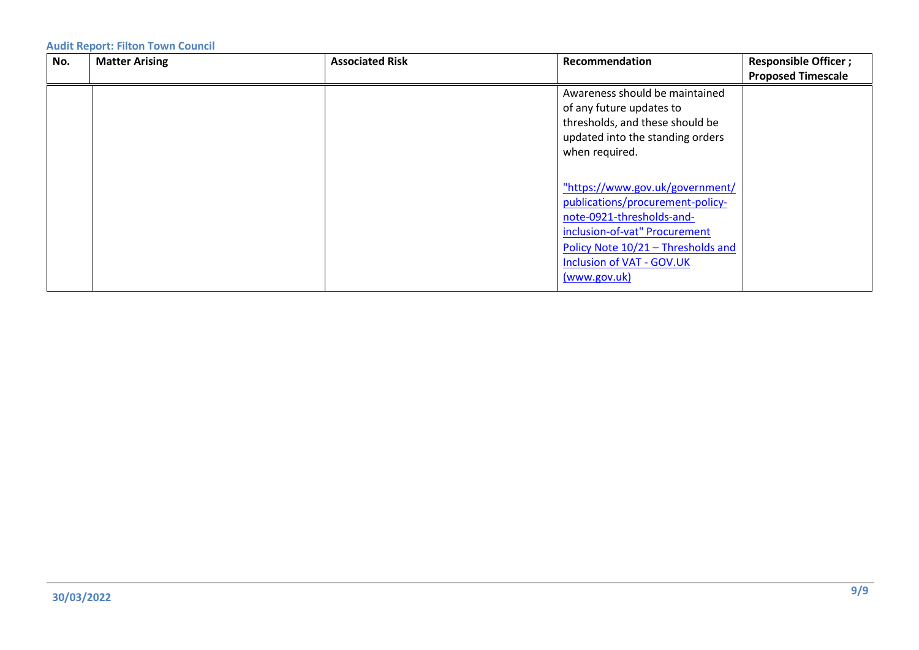| No. | Matter Arising | Associated Risk | Recommendation | Responsible Officer ; Proposed Timescale |
|---|---|---|---|---|
| | | | Awareness should be maintained of any future updates to thresholds, and these should be updated into the standing orders when required. "https://www.gov.uk/government/publications/procurement-policy-note-0921-thresholds-and-inclusion-of-vat" Procurement Policy Note 10/21 – Thresholds and Inclusion of VAT - GOV.UK (www.gov.uk) | |